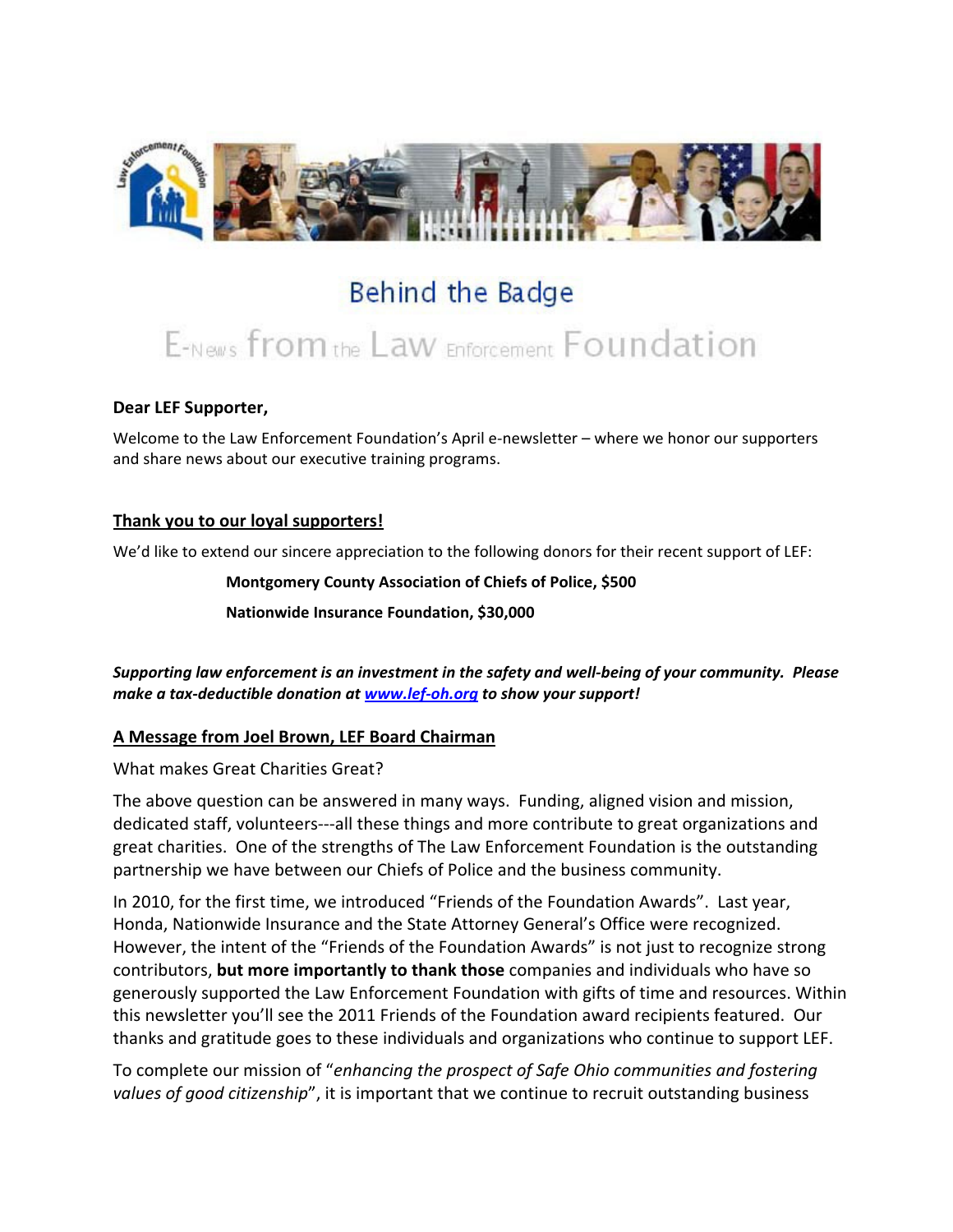# Behind the Badge

## E-News from the Law Enforcement Foundation

**Dear LEF Supporter,**

Welcome to the Law Enforcement Foundation's April e-newsletter – where we honor our supporters and share news about our executive training programs.

### Thank you to our loyal supporters!

We'd like to extend our sincere appreciation to the following donors for their recent support of LEF:

**Montgomery County Association of Chiefs of Police, $500**

**Nationwide Insurance Foundation, $30,000**

***Supporting law enforcement is an investment in the safety and well-being of your community. Please make a tax-deductible donation at [www.lef-oh.org](www.lef-oh.org) to show your support!***

### A Message from Joel Brown, LEF Board Chairman

What makes Great Charities Great?

The above question can be answered in many ways. Funding, aligned vision and mission, dedicated staff, volunteers---all these things and more contribute to great organizations and great charities. One of the strengths of The Law Enforcement Foundation is the outstanding partnership we have between our Chiefs of Police and the business community.

In 2010, for the first time, we introduced "Friends of the Foundation Awards". Last year, Honda, Nationwide Insurance and the State Attorney General's Office were recognized. However, the intent of the "Friends of the Foundation Awards" is not just to recognize strong contributors, **but more importantly to thank those** companies and individuals who have so generously supported the Law Enforcement Foundation with gifts of time and resources. Within this newsletter you'll see the 2011 Friends of the Foundation award recipients featured. Our thanks and gratitude goes to these individuals and organizations who continue to support LEF.

To complete our mission of "*enhancing the prospect of Safe Ohio communities and fostering values of good citizenship*", it is important that we continue to recruit outstanding business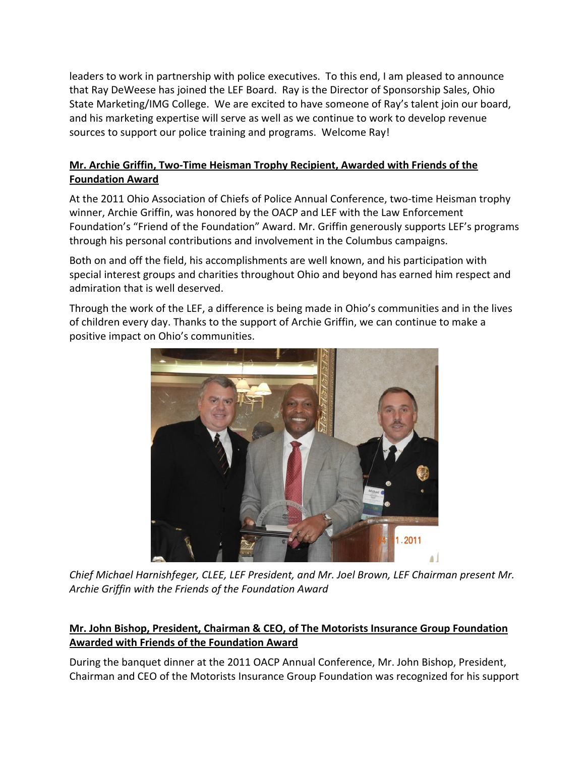leaders to work in partnership with police executives. To this end, I am pleased to announce that Ray DeWeese has joined the LEF Board. Ray is the Director of Sponsorship Sales, Ohio State Marketing/IMG College. We are excited to have someone of Ray's talent join our board, and his marketing expertise will serve as well as we continue to work to develop revenue sources to support our police training and programs. Welcome Ray!

**Mr. Archie Griffin, Two-Time Heisman Trophy Recipient, Awarded with Friends of the Foundation Award**

At the 2011 Ohio Association of Chiefs of Police Annual Conference, two-time Heisman trophy winner, Archie Griffin, was honored by the OACP and LEF with the Law Enforcement Foundation's "Friend of the Foundation" Award. Mr. Griffin generously supports LEF's programs through his personal contributions and involvement in the Columbus campaigns.

Both on and off the field, his accomplishments are well known, and his participation with special interest groups and charities throughout Ohio and beyond has earned him respect and admiration that is well deserved.

Through the work of the LEF, a difference is being made in Ohio's communities and in the lives of children every day. Thanks to the support of Archie Griffin, we can continue to make a positive impact on Ohio's communities.

*Chief Michael Harnishfeger, CLEE, LEF President, and Mr. Joel Brown, LEF Chairman present Mr. Archie Griffin with the Friends of the Foundation Award*

**Mr. John Bishop, President, Chairman & CEO, of The Motorists Insurance Group Foundation Awarded with Friends of the Foundation Award**

During the banquet dinner at the 2011 OACP Annual Conference, Mr. John Bishop, President, Chairman and CEO of the Motorists Insurance Group Foundation was recognized for his support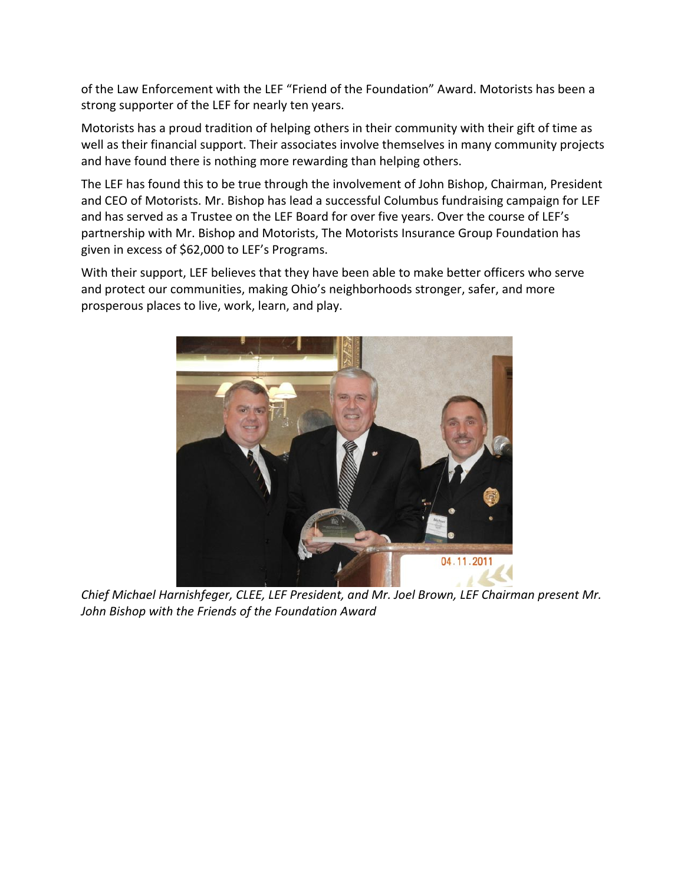of the Law Enforcement with the LEF "Friend of the Foundation" Award. Motorists has been a strong supporter of the LEF for nearly ten years.

Motorists has a proud tradition of helping others in their community with their gift of time as well as their financial support. Their associates involve themselves in many community projects and have found there is nothing more rewarding than helping others.

The LEF has found this to be true through the involvement of John Bishop, Chairman, President and CEO of Motorists. Mr. Bishop has lead a successful Columbus fundraising campaign for LEF and has served as a Trustee on the LEF Board for over five years. Over the course of LEF's partnership with Mr. Bishop and Motorists, The Motorists Insurance Group Foundation has given in excess of $62,000 to LEF's Programs.

With their support, LEF believes that they have been able to make better officers who serve and protect our communities, making Ohio's neighborhoods stronger, safer, and more prosperous places to live, work, learn, and play.

*Chief Michael Harnishfeger, CLEE, LEF President, and Mr. Joel Brown, LEF Chairman present Mr. John Bishop with the Friends of the Foundation Award*